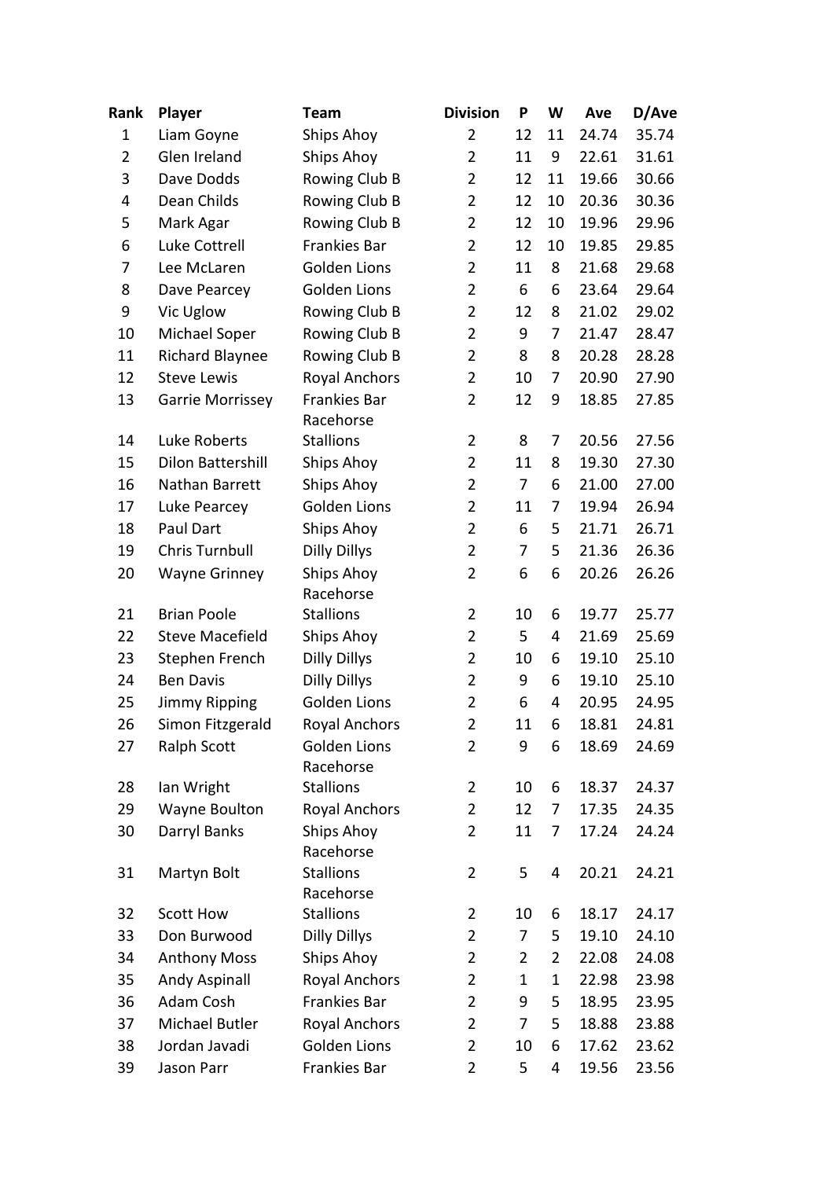| Rank | Player | Team | Division | P | W | Ave | D/Ave |
|---|---|---|---|---|---|---|---|
| 1 | Liam Goyne | Ships Ahoy | 2 | 12 | 11 | 24.74 | 35.74 |
| 2 | Glen Ireland | Ships Ahoy | 2 | 11 | 9 | 22.61 | 31.61 |
| 3 | Dave Dodds | Rowing Club B | 2 | 12 | 11 | 19.66 | 30.66 |
| 4 | Dean Childs | Rowing Club B | 2 | 12 | 10 | 20.36 | 30.36 |
| 5 | Mark Agar | Rowing Club B | 2 | 12 | 10 | 19.96 | 29.96 |
| 6 | Luke Cottrell | Frankies Bar | 2 | 12 | 10 | 19.85 | 29.85 |
| 7 | Lee McLaren | Golden Lions | 2 | 11 | 8 | 21.68 | 29.68 |
| 8 | Dave Pearcey | Golden Lions | 2 | 6 | 6 | 23.64 | 29.64 |
| 9 | Vic Uglow | Rowing Club B | 2 | 12 | 8 | 21.02 | 29.02 |
| 10 | Michael Soper | Rowing Club B | 2 | 9 | 7 | 21.47 | 28.47 |
| 11 | Richard Blaynee | Rowing Club B | 2 | 8 | 8 | 20.28 | 28.28 |
| 12 | Steve Lewis | Royal Anchors | 2 | 10 | 7 | 20.90 | 27.90 |
| 13 | Garrie Morrissey | Frankies Bar | 2 | 12 | 9 | 18.85 | 27.85 |
| 14 | Luke Roberts | Racehorse Stallions | 2 | 8 | 7 | 20.56 | 27.56 |
| 15 | Dilon Battershill | Ships Ahoy | 2 | 11 | 8 | 19.30 | 27.30 |
| 16 | Nathan Barrett | Ships Ahoy | 2 | 7 | 6 | 21.00 | 27.00 |
| 17 | Luke Pearcey | Golden Lions | 2 | 11 | 7 | 19.94 | 26.94 |
| 18 | Paul Dart | Ships Ahoy | 2 | 6 | 5 | 21.71 | 26.71 |
| 19 | Chris Turnbull | Dilly Dillys | 2 | 7 | 5 | 21.36 | 26.36 |
| 20 | Wayne Grinney | Ships Ahoy | 2 | 6 | 6 | 20.26 | 26.26 |
| 21 | Brian Poole | Racehorse Stallions | 2 | 10 | 6 | 19.77 | 25.77 |
| 22 | Steve Macefield | Ships Ahoy | 2 | 5 | 4 | 21.69 | 25.69 |
| 23 | Stephen French | Dilly Dillys | 2 | 10 | 6 | 19.10 | 25.10 |
| 24 | Ben Davis | Dilly Dillys | 2 | 9 | 6 | 19.10 | 25.10 |
| 25 | Jimmy Ripping | Golden Lions | 2 | 6 | 4 | 20.95 | 24.95 |
| 26 | Simon Fitzgerald | Royal Anchors | 2 | 11 | 6 | 18.81 | 24.81 |
| 27 | Ralph Scott | Golden Lions | 2 | 9 | 6 | 18.69 | 24.69 |
| 28 | Ian Wright | Racehorse Stallions | 2 | 10 | 6 | 18.37 | 24.37 |
| 29 | Wayne Boulton | Royal Anchors | 2 | 12 | 7 | 17.35 | 24.35 |
| 30 | Darryl Banks | Ships Ahoy | 2 | 11 | 7 | 17.24 | 24.24 |
| 31 | Martyn Bolt | Racehorse Stallions | 2 | 5 | 4 | 20.21 | 24.21 |
| 32 | Scott How | Racehorse Stallions | 2 | 10 | 6 | 18.17 | 24.17 |
| 33 | Don Burwood | Dilly Dillys | 2 | 7 | 5 | 19.10 | 24.10 |
| 34 | Anthony Moss | Ships Ahoy | 2 | 2 | 2 | 22.08 | 24.08 |
| 35 | Andy Aspinall | Royal Anchors | 2 | 1 | 1 | 22.98 | 23.98 |
| 36 | Adam Cosh | Frankies Bar | 2 | 9 | 5 | 18.95 | 23.95 |
| 37 | Michael Butler | Royal Anchors | 2 | 7 | 5 | 18.88 | 23.88 |
| 38 | Jordan Javadi | Golden Lions | 2 | 10 | 6 | 17.62 | 23.62 |
| 39 | Jason Parr | Frankies Bar | 2 | 5 | 4 | 19.56 | 23.56 |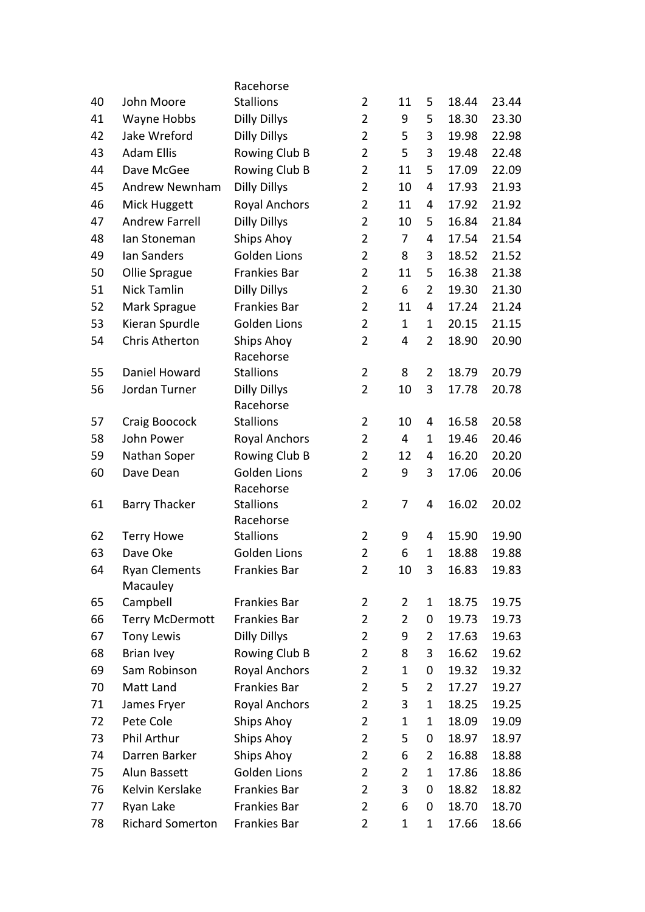| | | | | | | | |
|---|---|---|---|---|---|---|---|
| 40 | John Moore | Racehorse Stallions | 2 | 11 | 5 | 18.44 | 23.44 |
| 41 | Wayne Hobbs | Dilly Dillys | 2 | 9 | 5 | 18.30 | 23.30 |
| 42 | Jake Wreford | Dilly Dillys | 2 | 5 | 3 | 19.98 | 22.98 |
| 43 | Adam Ellis | Rowing Club B | 2 | 5 | 3 | 19.48 | 22.48 |
| 44 | Dave McGee | Rowing Club B | 2 | 11 | 5 | 17.09 | 22.09 |
| 45 | Andrew Newnham | Dilly Dillys | 2 | 10 | 4 | 17.93 | 21.93 |
| 46 | Mick Huggett | Royal Anchors | 2 | 11 | 4 | 17.92 | 21.92 |
| 47 | Andrew Farrell | Dilly Dillys | 2 | 10 | 5 | 16.84 | 21.84 |
| 48 | Ian Stoneman | Ships Ahoy | 2 | 7 | 4 | 17.54 | 21.54 |
| 49 | Ian Sanders | Golden Lions | 2 | 8 | 3 | 18.52 | 21.52 |
| 50 | Ollie Sprague | Frankies Bar | 2 | 11 | 5 | 16.38 | 21.38 |
| 51 | Nick Tamlin | Dilly Dillys | 2 | 6 | 2 | 19.30 | 21.30 |
| 52 | Mark Sprague | Frankies Bar | 2 | 11 | 4 | 17.24 | 21.24 |
| 53 | Kieran Spurdle | Golden Lions | 2 | 1 | 1 | 20.15 | 21.15 |
| 54 | Chris Atherton | Ships Ahoy | 2 | 4 | 2 | 18.90 | 20.90 |
| 55 | Daniel Howard | Racehorse Stallions | 2 | 8 | 2 | 18.79 | 20.79 |
| 56 | Jordan Turner | Dilly Dillys | 2 | 10 | 3 | 17.78 | 20.78 |
| 57 | Craig Boocock | Racehorse Stallions | 2 | 10 | 4 | 16.58 | 20.58 |
| 58 | John Power | Royal Anchors | 2 | 4 | 1 | 19.46 | 20.46 |
| 59 | Nathan Soper | Rowing Club B | 2 | 12 | 4 | 16.20 | 20.20 |
| 60 | Dave Dean | Golden Lions | 2 | 9 | 3 | 17.06 | 20.06 |
| 61 | Barry Thacker | Racehorse Stallions | 2 | 7 | 4 | 16.02 | 20.02 |
| 62 | Terry Howe | Racehorse Stallions | 2 | 9 | 4 | 15.90 | 19.90 |
| 63 | Dave Oke | Golden Lions | 2 | 6 | 1 | 18.88 | 19.88 |
| 64 | Ryan Clements | Frankies Bar | 2 | 10 | 3 | 16.83 | 19.83 |
| 65 | Macauley Campbell | Frankies Bar | 2 | 2 | 1 | 18.75 | 19.75 |
| 66 | Terry McDermott | Frankies Bar | 2 | 2 | 0 | 19.73 | 19.73 |
| 67 | Tony Lewis | Dilly Dillys | 2 | 9 | 2 | 17.63 | 19.63 |
| 68 | Brian Ivey | Rowing Club B | 2 | 8 | 3 | 16.62 | 19.62 |
| 69 | Sam Robinson | Royal Anchors | 2 | 1 | 0 | 19.32 | 19.32 |
| 70 | Matt Land | Frankies Bar | 2 | 5 | 2 | 17.27 | 19.27 |
| 71 | James Fryer | Royal Anchors | 2 | 3 | 1 | 18.25 | 19.25 |
| 72 | Pete Cole | Ships Ahoy | 2 | 1 | 1 | 18.09 | 19.09 |
| 73 | Phil Arthur | Ships Ahoy | 2 | 5 | 0 | 18.97 | 18.97 |
| 74 | Darren Barker | Ships Ahoy | 2 | 6 | 2 | 16.88 | 18.88 |
| 75 | Alun Bassett | Golden Lions | 2 | 2 | 1 | 17.86 | 18.86 |
| 76 | Kelvin Kerslake | Frankies Bar | 2 | 3 | 0 | 18.82 | 18.82 |
| 77 | Ryan Lake | Frankies Bar | 2 | 6 | 0 | 18.70 | 18.70 |
| 78 | Richard Somerton | Frankies Bar | 2 | 1 | 1 | 17.66 | 18.66 |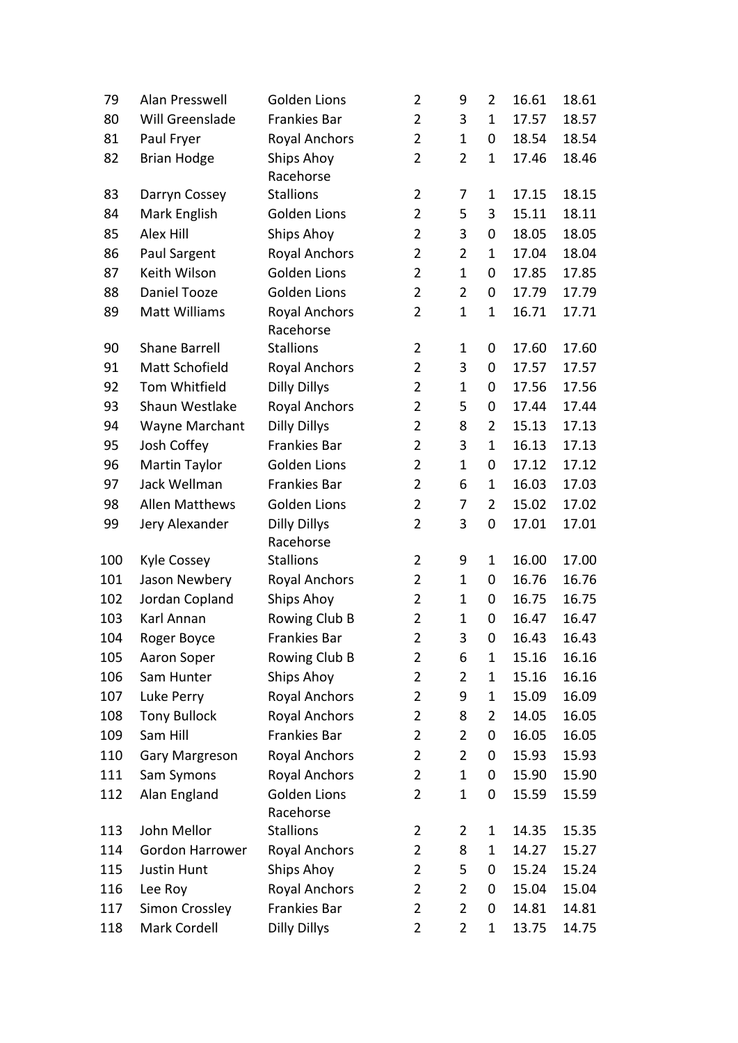| | | | | | | | |
|---|---|---|---|---|---|---|---|
| 79 | Alan Presswell | Golden Lions | 2 | 9 | 2 | 16.61 | 18.61 |
| 80 | Will Greenslade | Frankies Bar | 2 | 3 | 1 | 17.57 | 18.57 |
| 81 | Paul Fryer | Royal Anchors | 2 | 1 | 0 | 18.54 | 18.54 |
| 82 | Brian Hodge | Ships Ahoy | 2 | 2 | 1 | 17.46 | 18.46 |
| 83 | Darryn Cossey | Racehorse Stallions | 2 | 7 | 1 | 17.15 | 18.15 |
| 84 | Mark English | Golden Lions | 2 | 5 | 3 | 15.11 | 18.11 |
| 85 | Alex Hill | Ships Ahoy | 2 | 3 | 0 | 18.05 | 18.05 |
| 86 | Paul Sargent | Royal Anchors | 2 | 2 | 1 | 17.04 | 18.04 |
| 87 | Keith Wilson | Golden Lions | 2 | 1 | 0 | 17.85 | 17.85 |
| 88 | Daniel Tooze | Golden Lions | 2 | 2 | 0 | 17.79 | 17.79 |
| 89 | Matt Williams | Royal Anchors | 2 | 1 | 1 | 16.71 | 17.71 |
| 90 | Shane Barrell | Racehorse Stallions | 2 | 1 | 0 | 17.60 | 17.60 |
| 91 | Matt Schofield | Royal Anchors | 2 | 3 | 0 | 17.57 | 17.57 |
| 92 | Tom Whitfield | Dilly Dillys | 2 | 1 | 0 | 17.56 | 17.56 |
| 93 | Shaun Westlake | Royal Anchors | 2 | 5 | 0 | 17.44 | 17.44 |
| 94 | Wayne Marchant | Dilly Dillys | 2 | 8 | 2 | 15.13 | 17.13 |
| 95 | Josh Coffey | Frankies Bar | 2 | 3 | 1 | 16.13 | 17.13 |
| 96 | Martin Taylor | Golden Lions | 2 | 1 | 0 | 17.12 | 17.12 |
| 97 | Jack Wellman | Frankies Bar | 2 | 6 | 1 | 16.03 | 17.03 |
| 98 | Allen Matthews | Golden Lions | 2 | 7 | 2 | 15.02 | 17.02 |
| 99 | Jery Alexander | Dilly Dillys | 2 | 3 | 0 | 17.01 | 17.01 |
| 100 | Kyle Cossey | Racehorse Stallions | 2 | 9 | 1 | 16.00 | 17.00 |
| 101 | Jason Newbery | Royal Anchors | 2 | 1 | 0 | 16.76 | 16.76 |
| 102 | Jordan Copland | Ships Ahoy | 2 | 1 | 0 | 16.75 | 16.75 |
| 103 | Karl Annan | Rowing Club B | 2 | 1 | 0 | 16.47 | 16.47 |
| 104 | Roger Boyce | Frankies Bar | 2 | 3 | 0 | 16.43 | 16.43 |
| 105 | Aaron Soper | Rowing Club B | 2 | 6 | 1 | 15.16 | 16.16 |
| 106 | Sam Hunter | Ships Ahoy | 2 | 2 | 1 | 15.16 | 16.16 |
| 107 | Luke Perry | Royal Anchors | 2 | 9 | 1 | 15.09 | 16.09 |
| 108 | Tony Bullock | Royal Anchors | 2 | 8 | 2 | 14.05 | 16.05 |
| 109 | Sam Hill | Frankies Bar | 2 | 2 | 0 | 16.05 | 16.05 |
| 110 | Gary Margreson | Royal Anchors | 2 | 2 | 0 | 15.93 | 15.93 |
| 111 | Sam Symons | Royal Anchors | 2 | 1 | 0 | 15.90 | 15.90 |
| 112 | Alan England | Golden Lions | 2 | 1 | 0 | 15.59 | 15.59 |
| 113 | John Mellor | Racehorse Stallions | 2 | 2 | 1 | 14.35 | 15.35 |
| 114 | Gordon Harrower | Royal Anchors | 2 | 8 | 1 | 14.27 | 15.27 |
| 115 | Justin Hunt | Ships Ahoy | 2 | 5 | 0 | 15.24 | 15.24 |
| 116 | Lee Roy | Royal Anchors | 2 | 2 | 0 | 15.04 | 15.04 |
| 117 | Simon Crossley | Frankies Bar | 2 | 2 | 0 | 14.81 | 14.81 |
| 118 | Mark Cordell | Dilly Dillys | 2 | 2 | 1 | 13.75 | 14.75 |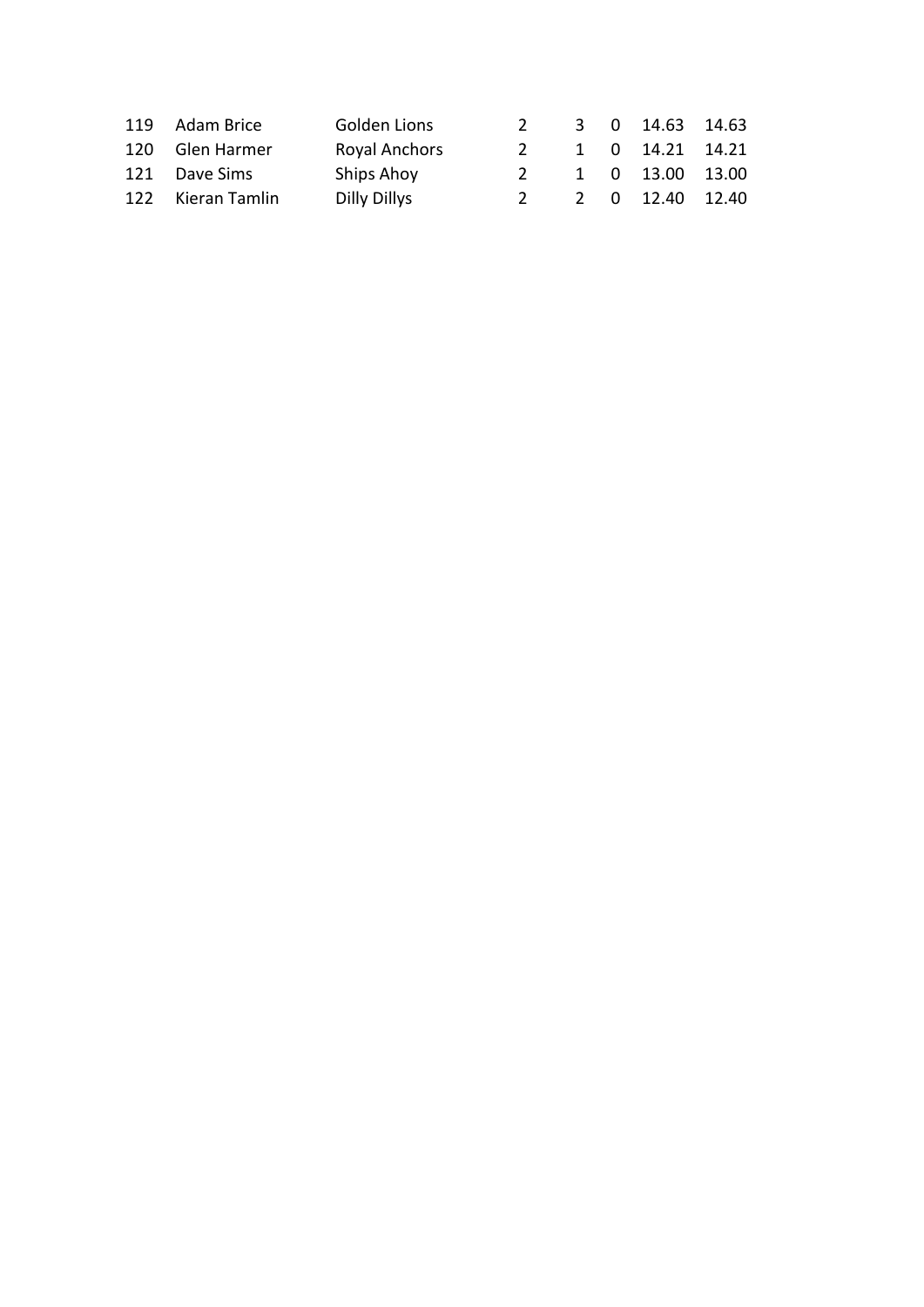| | | | | | | | |
|---|---|---|---|---|---|---|---|
| 119 | Adam Brice | Golden Lions | 2 | 3 | 0 | 14.63 | 14.63 |
| 120 | Glen Harmer | Royal Anchors | 2 | 1 | 0 | 14.21 | 14.21 |
| 121 | Dave Sims | Ships Ahoy | 2 | 1 | 0 | 13.00 | 13.00 |
| 122 | Kieran Tamlin | Dilly Dillys | 2 | 2 | 0 | 12.40 | 12.40 |